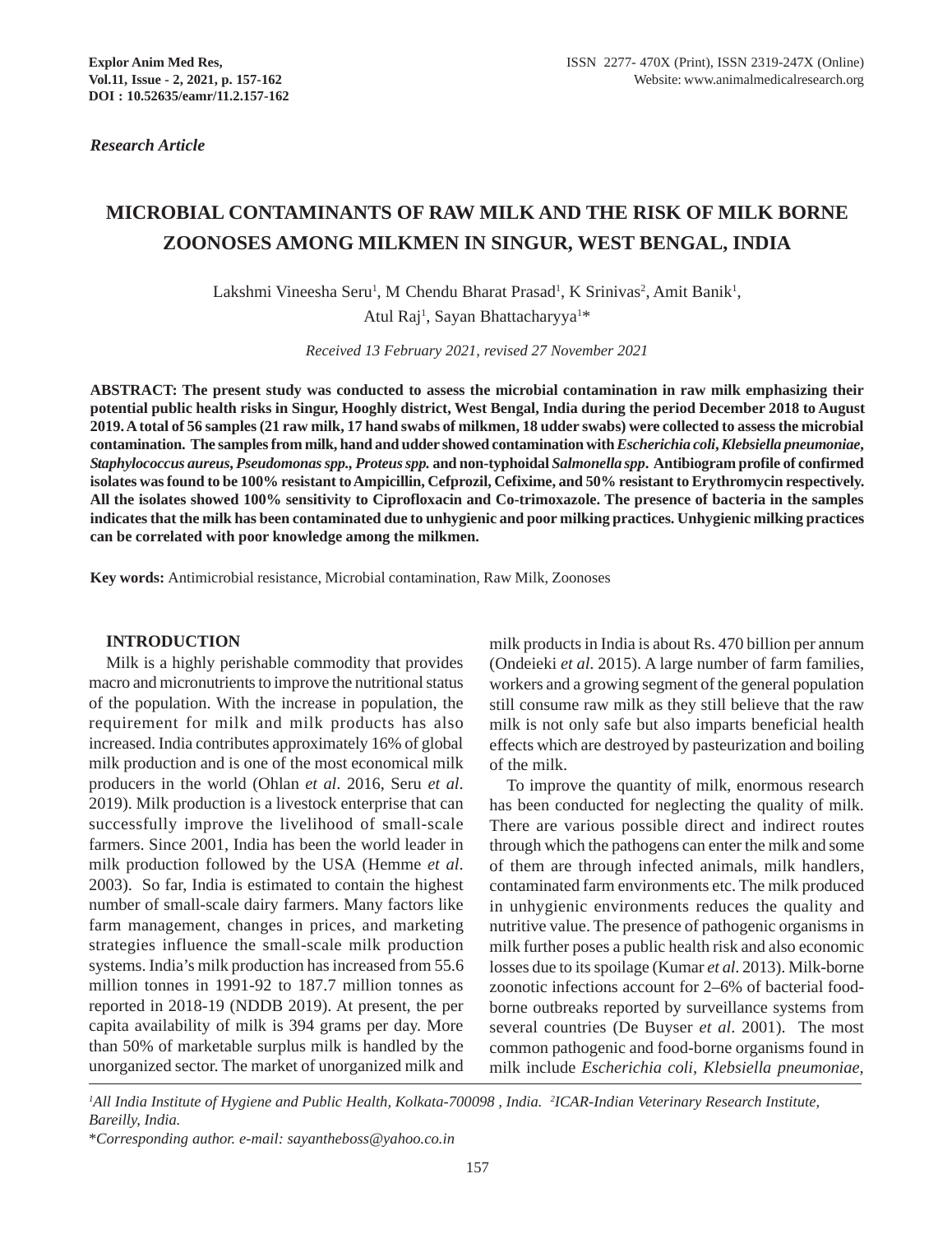*Research Article*

# MICROBIAL CONTAMINANTS OF RAW MILK AND THE RISK OF MILK BORNE ZOONOSES AMONG MILKMEN IN SINGUR, WEST BENGAL, INDIA

Lakshmi Vineesha Seru[1], M Chendu Bharat Prasad[1], K Srinivas[2], Amit Banik[1], Atul Raj[1], Sayan Bhattacharyya[1]*

*Received 13 February 2021, revised 27 November 2021*

**ABSTRACT: The present study was conducted to assess the microbial contamination in raw milk emphasizing their potential public health risks in Singur, Hooghly district, West Bengal, India during the period December 2018 to August 2019. A total of 56 samples (21 raw milk, 17 hand swabs of milkmen, 18 udder swabs) were collected to assess the microbial contamination. The samples from milk, hand and udder showed contamination with *Escherichia coli*, *Klebsiella pneumoniae*, *Staphylococcus aureus*, *Pseudomonas spp.*, *Proteus spp.* and non-typhoidal *Salmonella spp*. Antibiogram profile of confirmed isolates was found to be 100% resistant to Ampicillin, Cefprozil, Cefixime, and 50% resistant to Erythromycin respectively. All the isolates showed 100% sensitivity to Ciprofloxacin and Co-trimoxazole. The presence of bacteria in the samples indicates that the milk has been contaminated due to unhygienic and poor milking practices. Unhygienic milking practices can be correlated with poor knowledge among the milkmen.**

**Key words:** Antimicrobial resistance, Microbial contamination, Raw Milk, Zoonoses

## INTRODUCTION

Milk is a highly perishable commodity that provides macro and micronutrients to improve the nutritional status of the population. With the increase in population, the requirement for milk and milk products has also increased. India contributes approximately 16% of global milk production and is one of the most economical milk producers in the world (Ohlan *et al*. 2016, Seru *et al*. 2019). Milk production is a livestock enterprise that can successfully improve the livelihood of small-scale farmers. Since 2001, India has been the world leader in milk production followed by the USA (Hemme *et al*. 2003). So far, India is estimated to contain the highest number of small-scale dairy farmers. Many factors like farm management, changes in prices, and marketing strategies influence the small-scale milk production systems. India's milk production has increased from 55.6 million tonnes in 1991-92 to 187.7 million tonnes as reported in 2018-19 (NDDB 2019). At present, the per capita availability of milk is 394 grams per day. More than 50% of marketable surplus milk is handled by the unorganized sector. The market of unorganized milk and milk products in India is about Rs. 470 billion per annum (Ondeieki *et al*. 2015). A large number of farm families, workers and a growing segment of the general population still consume raw milk as they still believe that the raw milk is not only safe but also imparts beneficial health effects which are destroyed by pasteurization and boiling of the milk.

To improve the quantity of milk, enormous research has been conducted for neglecting the quality of milk. There are various possible direct and indirect routes through which the pathogens can enter the milk and some of them are through infected animals, milk handlers, contaminated farm environments etc. The milk produced in unhygienic environments reduces the quality and nutritive value. The presence of pathogenic organisms in milk further poses a public health risk and also economic losses due to its spoilage (Kumar *et al*. 2013). Milk-borne zoonotic infections account for 2–6% of bacterial food-borne outbreaks reported by surveillance systems from several countries (De Buyser *et al*. 2001). The most common pathogenic and food-borne organisms found in milk include *Escherichia coli*, *Klebsiella pneumoniae*,

---

[1]*All India Institute of Hygiene and Public Health, Kolkata-700098 , India.* [2]*ICAR-Indian Veterinary Research Institute, Bareilly, India.*

\**Corresponding author. e-mail: sayantheboss@yahoo.co.in*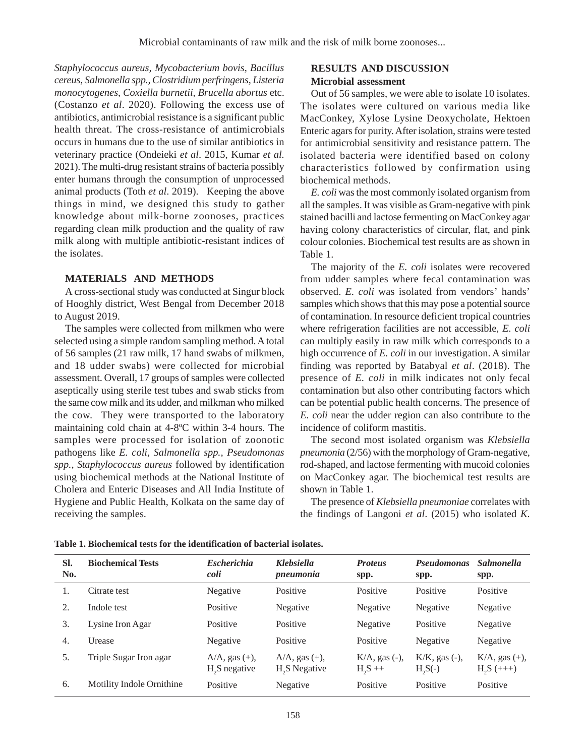*Staphylococcus aureus*, *Mycobacterium bovis*, *Bacillus cereus*, *Salmonella spp.*, *Clostridium perfringens*, *Listeria monocytogenes*, *Coxiella burnetii*, *Brucella abortus* etc. (Costanzo *et al*. 2020). Following the excess use of antibiotics, antimicrobial resistance is a significant public health threat. The cross-resistance of antimicrobials occurs in humans due to the use of similar antibiotics in veterinary practice (Ondeieki *et al*. 2015, Kumar *et al.* 2021). The multi-drug resistant strains of bacteria possibly enter humans through the consumption of unprocessed animal products (Toth *et al*. 2019). Keeping the above things in mind, we designed this study to gather knowledge about milk-borne zoonoses, practices regarding clean milk production and the quality of raw milk along with multiple antibiotic-resistant indices of the isolates.

## MATERIALS AND METHODS

A cross-sectional study was conducted at Singur block of Hooghly district, West Bengal from December 2018 to August 2019.

The samples were collected from milkmen who were selected using a simple random sampling method. A total of 56 samples (21 raw milk, 17 hand swabs of milkmen, and 18 udder swabs) were collected for microbial assessment. Overall, 17 groups of samples were collected aseptically using sterile test tubes and swab sticks from the same cow milk and its udder, and milkman who milked the cow. They were transported to the laboratory maintaining cold chain at 4-8ºC within 3-4 hours. The samples were processed for isolation of zoonotic pathogens like *E. coli, Salmonella spp., Pseudomonas spp., Staphylococcus aureus* followed by identification using biochemical methods at the National Institute of Cholera and Enteric Diseases and All India Institute of Hygiene and Public Health, Kolkata on the same day of receiving the samples.

## RESULTS AND DISCUSSION

### Microbial assessment

Out of 56 samples, we were able to isolate 10 isolates. The isolates were cultured on various media like MacConkey, Xylose Lysine Deoxycholate, Hektoen Enteric agars for purity. After isolation, strains were tested for antimicrobial sensitivity and resistance pattern. The isolated bacteria were identified based on colony characteristics followed by confirmation using biochemical methods.

*E. coli* was the most commonly isolated organism from all the samples. It was visible as Gram-negative with pink stained bacilli and lactose fermenting on MacConkey agar having colony characteristics of circular, flat, and pink colour colonies. Biochemical test results are as shown in Table 1.

The majority of the *E. coli* isolates were recovered from udder samples where fecal contamination was observed. *E. coli* was isolated from vendors' hands' samples which shows that this may pose a potential source of contamination. In resource deficient tropical countries where refrigeration facilities are not accessible, *E. coli* can multiply easily in raw milk which corresponds to a high occurrence of *E. coli* in our investigation. A similar finding was reported by Batabyal *et al*. (2018). The presence of *E. coli* in milk indicates not only fecal contamination but also other contributing factors which can be potential public health concerns. The presence of *E. coli* near the udder region can also contribute to the incidence of coliform mastitis.

The second most isolated organism was *Klebsiella pneumonia* (2/56) with the morphology of Gram-negative, rod-shaped, and lactose fermenting with mucoid colonies on MacConkey agar. The biochemical test results are shown in Table 1.

The presence of *Klebsiella pneumoniae* correlates with the findings of Langoni *et al*. (2015) who isolated *K.*

**Table 1. Biochemical tests for the identification of bacterial isolates.**

| Sl. No. | Biochemical Tests | *Escherichia coli* | *Klebsiella pneumonia* | *Proteus* spp. | *Pseudomonas* spp. | *Salmonella* spp. |
|---|---|---|---|---|---|---|
| 1. | Citrate test | Negative | Positive | Positive | Positive | Positive |
| 2. | Indole test | Positive | Negative | Negative | Negative | Negative |
| 3. | Lysine Iron Agar | Positive | Positive | Negative | Positive | Negative |
| 4. | Urease | Negative | Positive | Positive | Negative | Negative |
| 5. | Triple Sugar Iron agar | A/A, gas (+), $H_2S$ negative | A/A, gas (+), $H_2S$ Negative | K/A, gas (-), $H_2S$ ++ | K/K, gas (-), $H_2S$(-) | K/A, gas (+), $H_2S$ (+++) |
| 6. | Motility Indole Ornithine | Positive | Negative | Positive | Positive | Positive |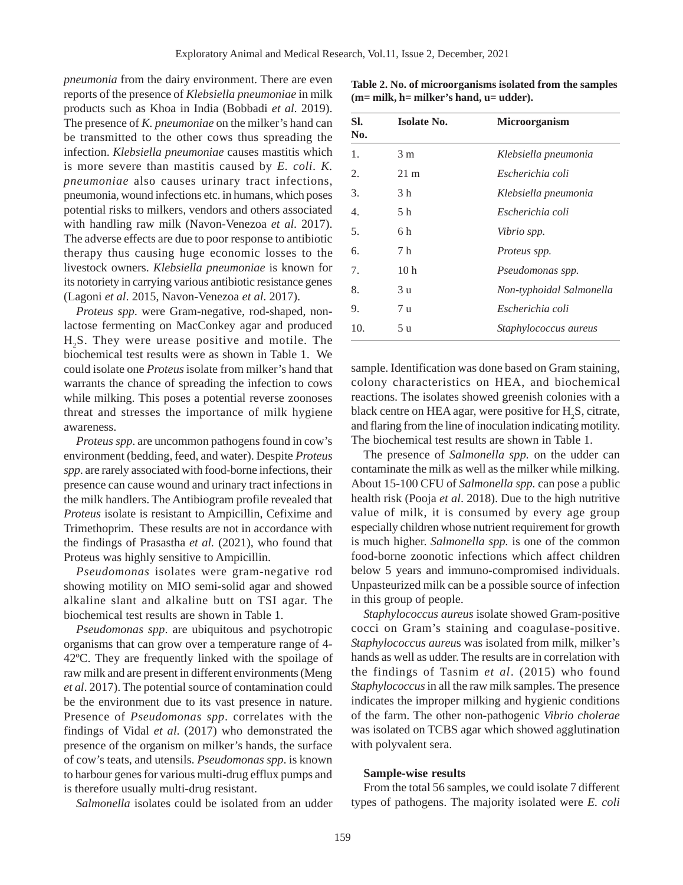*pneumonia* from the dairy environment. There are even reports of the presence of *Klebsiella pneumoniae* in milk products such as Khoa in India (Bobbadi *et al*. 2019). The presence of *K. pneumoniae* on the milker's hand can be transmitted to the other cows thus spreading the infection. *Klebsiella pneumoniae* causes mastitis which is more severe than mastitis caused by *E. coli*. *K. pneumoniae* also causes urinary tract infections, pneumonia, wound infections etc. in humans, which poses potential risks to milkers, vendors and others associated with handling raw milk (Navon-Venezoa *et al*. 2017). The adverse effects are due to poor response to antibiotic therapy thus causing huge economic losses to the livestock owners. *Klebsiella pneumoniae* is known for its notoriety in carrying various antibiotic resistance genes (Lagoni *et al*. 2015, Navon-Venezoa *et al*. 2017).

*Proteus spp*. were Gram-negative, rod-shaped, non-lactose fermenting on MacConkey agar and produced $H_2S$. They were urease positive and motile. The biochemical test results were as shown in Table 1. We could isolate one *Proteus* isolate from milker's hand that warrants the chance of spreading the infection to cows while milking. This poses a potential reverse zoonoses threat and stresses the importance of milk hygiene awareness.

*Proteus spp*. are uncommon pathogens found in cow's environment (bedding, feed, and water). Despite *Proteus spp*. are rarely associated with food-borne infections, their presence can cause wound and urinary tract infections in the milk handlers. The Antibiogram profile revealed that *Proteus* isolate is resistant to Ampicillin, Cefixime and Trimethoprim. These results are not in accordance with the findings of Prasastha *et al.* (2021), who found that Proteus was highly sensitive to Ampicillin.

*Pseudomonas* isolates were gram-negative rod showing motility on MIO semi-solid agar and showed alkaline slant and alkaline butt on TSI agar. The biochemical test results are shown in Table 1.

*Pseudomonas spp*. are ubiquitous and psychotropic organisms that can grow over a temperature range of 4-42ºC. They are frequently linked with the spoilage of raw milk and are present in different environments (Meng *et al*. 2017). The potential source of contamination could be the environment due to its vast presence in nature. Presence of *Pseudomonas spp*. correlates with the findings of Vidal *et al.* (2017) who demonstrated the presence of the organism on milker's hands, the surface of cow's teats, and utensils. *Pseudomonas spp*. is known to harbour genes for various multi-drug efflux pumps and is therefore usually multi-drug resistant.

*Salmonella* isolates could be isolated from an udder sample. Identification was done based on Gram staining, colony characteristics on HEA, and biochemical reactions. The isolates showed greenish colonies with a black centre on HEA agar, were positive for $H_2S$, citrate, and flaring from the line of inoculation indicating motility. The biochemical test results are shown in Table 1.

**Table 2. No. of microorganisms isolated from the samples (m= milk, h= milker's hand, u= udder).**

| Sl. No. | Isolate No. | Microorganism |
|---|---|---|
| 1. | 3 m | *Klebsiella pneumonia* |
| 2. | 21 m | *Escherichia coli* |
| 3. | 3 h | *Klebsiella pneumonia* |
| 4. | 5 h | *Escherichia coli* |
| 5. | 6 h | *Vibrio spp.* |
| 6. | 7 h | *Proteus spp.* |
| 7. | 10 h | *Pseudomonas spp.* |
| 8. | 3 u | *Non-typhoidal Salmonella* |
| 9. | 7 u | *Escherichia coli* |
| 10. | 5 u | *Staphylococcus aureus* |

The presence of *Salmonella spp.* on the udder can contaminate the milk as well as the milker while milking. About 15-100 CFU of *Salmonella spp.* can pose a public health risk (Pooja *et al*. 2018). Due to the high nutritive value of milk, it is consumed by every age group especially children whose nutrient requirement for growth is much higher. *Salmonella spp.* is one of the common food-borne zoonotic infections which affect children below 5 years and immuno-compromised individuals. Unpasteurized milk can be a possible source of infection in this group of people.

*Staphylococcus aureus* isolate showed Gram-positive cocci on Gram's staining and coagulase-positive. *Staphylococcus aureus* was isolated from milk, milker's hands as well as udder. The results are in correlation with the findings of Tasnim *et al*. (2015) who found *Staphylococcus* in all the raw milk samples. The presence indicates the improper milking and hygienic conditions of the farm. The other non-pathogenic *Vibrio cholerae* was isolated on TCBS agar which showed agglutination with polyvalent sera.

**Sample-wise results**

From the total 56 samples, we could isolate 7 different types of pathogens. The majority isolated were *E. coli*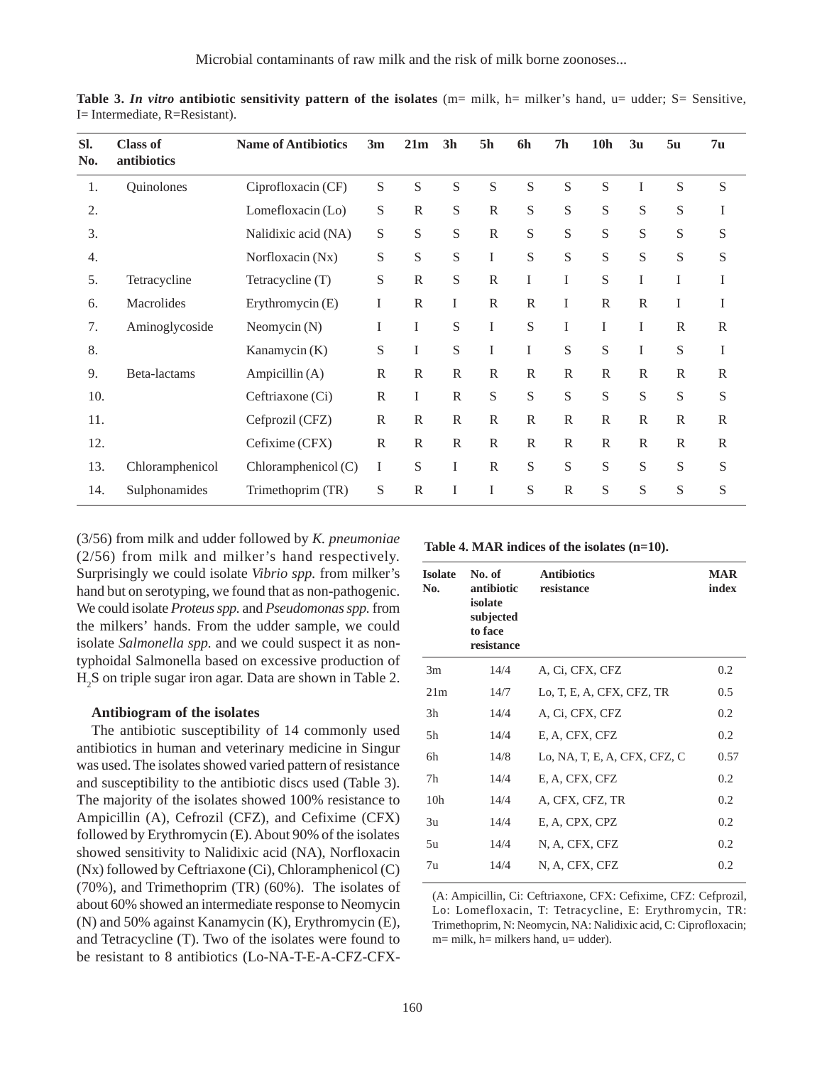**Table 3. *In vitro* antibiotic sensitivity pattern of the isolates** (m= milk, h= milker's hand, u= udder; S= Sensitive, I= Intermediate, R=Resistant).

| Sl. No. | Class of antibiotics | Name of Antibiotics | 3m | 21m | 3h | 5h | 6h | 7h | 10h | 3u | 5u | 7u |
|---|---|---|---|---|---|---|---|---|---|---|---|---|
| 1. | Quinolones | Ciprofloxacin (CF) | S | S | S | S | S | S | S | I | S | S |
| 2. | | Lomefloxacin (Lo) | S | R | S | R | S | S | S | S | S | I |
| 3. | | Nalidixic acid (NA) | S | S | S | R | S | S | S | S | S | S |
| 4. | | Norfloxacin (Nx) | S | S | S | I | S | S | S | S | S | S |
| 5. | Tetracycline | Tetracycline (T) | S | R | S | R | I | I | S | I | I | I |
| 6. | Macrolides | Erythromycin (E) | I | R | I | R | R | I | R | R | I | I |
| 7. | Aminoglycoside | Neomycin (N) | I | I | S | I | S | I | I | I | R | R |
| 8. | | Kanamycin (K) | S | I | S | I | I | S | S | I | S | I |
| 9. | Beta-lactams | Ampicillin (A) | R | R | R | R | R | R | R | R | R | R |
| 10. | | Ceftriaxone (Ci) | R | I | R | S | S | S | S | S | S | S |
| 11. | | Cefprozil (CFZ) | R | R | R | R | R | R | R | R | R | R |
| 12. | | Cefixime (CFX) | R | R | R | R | R | R | R | R | R | R |
| 13. | Chloramphenicol | Chloramphenicol (C) | I | S | I | R | S | S | S | S | S | S |
| 14. | Sulphonamides | Trimethoprim (TR) | S | R | I | I | S | R | S | S | S | S |

(3/56) from milk and udder followed by *K. pneumoniae* (2/56) from milk and milker's hand respectively. Surprisingly we could isolate *Vibrio spp.* from milker's hand but on serotyping, we found that as non-pathogenic. We could isolate *Proteus spp.* and *Pseudomonas spp.* from the milkers' hands. From the udder sample, we could isolate *Salmonella spp.* and we could suspect it as non-typhoidal Salmonella based on excessive production of $H_2S$ on triple sugar iron agar. Data are shown in Table 2.

### Antibiogram of the isolates

The antibiotic susceptibility of 14 commonly used antibiotics in human and veterinary medicine in Singur was used. The isolates showed varied pattern of resistance and susceptibility to the antibiotic discs used (Table 3). The majority of the isolates showed 100% resistance to Ampicillin (A), Cefrozil (CFZ), and Cefixime (CFX) followed by Erythromycin (E). About 90% of the isolates showed sensitivity to Nalidixic acid (NA), Norfloxacin (Nx) followed by Ceftriaxone (Ci), Chloramphenicol (C) (70%), and Trimethoprim (TR) (60%). The isolates of about 60% showed an intermediate response to Neomycin (N) and 50% against Kanamycin (K), Erythromycin (E), and Tetracycline (T). Two of the isolates were found to be resistant to 8 antibiotics (Lo-NA-T-E-A-CFZ-CFX-

**Table 4. MAR indices of the isolates (n=10).**

| Isolate No. | No. of antibiotic isolate subjected to face resistance | Antibiotics resistance | MAR index |
|---|---|---|---|
| 3m | 14/4 | A, Ci, CFX, CFZ | 0.2 |
| 21m | 14/7 | Lo, T, E, A, CFX, CFZ, TR | 0.5 |
| 3h | 14/4 | A, Ci, CFX, CFZ | 0.2 |
| 5h | 14/4 | E, A, CFX, CFZ | 0.2 |
| 6h | 14/8 | Lo, NA, T, E, A, CFX, CFZ, C | 0.57 |
| 7h | 14/4 | E, A, CFX, CFZ | 0.2 |
| 10h | 14/4 | A, CFX, CFZ, TR | 0.2 |
| 3u | 14/4 | E, A, CPX, CPZ | 0.2 |
| 5u | 14/4 | N, A, CFX, CFZ | 0.2 |
| 7u | 14/4 | N, A, CFX, CFZ | 0.2 |

(A: Ampicillin, Ci: Ceftriaxone, CFX: Cefixime, CFZ: Cefprozil, Lo: Lomefloxacin, T: Tetracycline, E: Erythromycin, TR: Trimethoprim, N: Neomycin, NA: Nalidixic acid, C: Ciprofloxacin; m= milk, h= milkers hand, u= udder).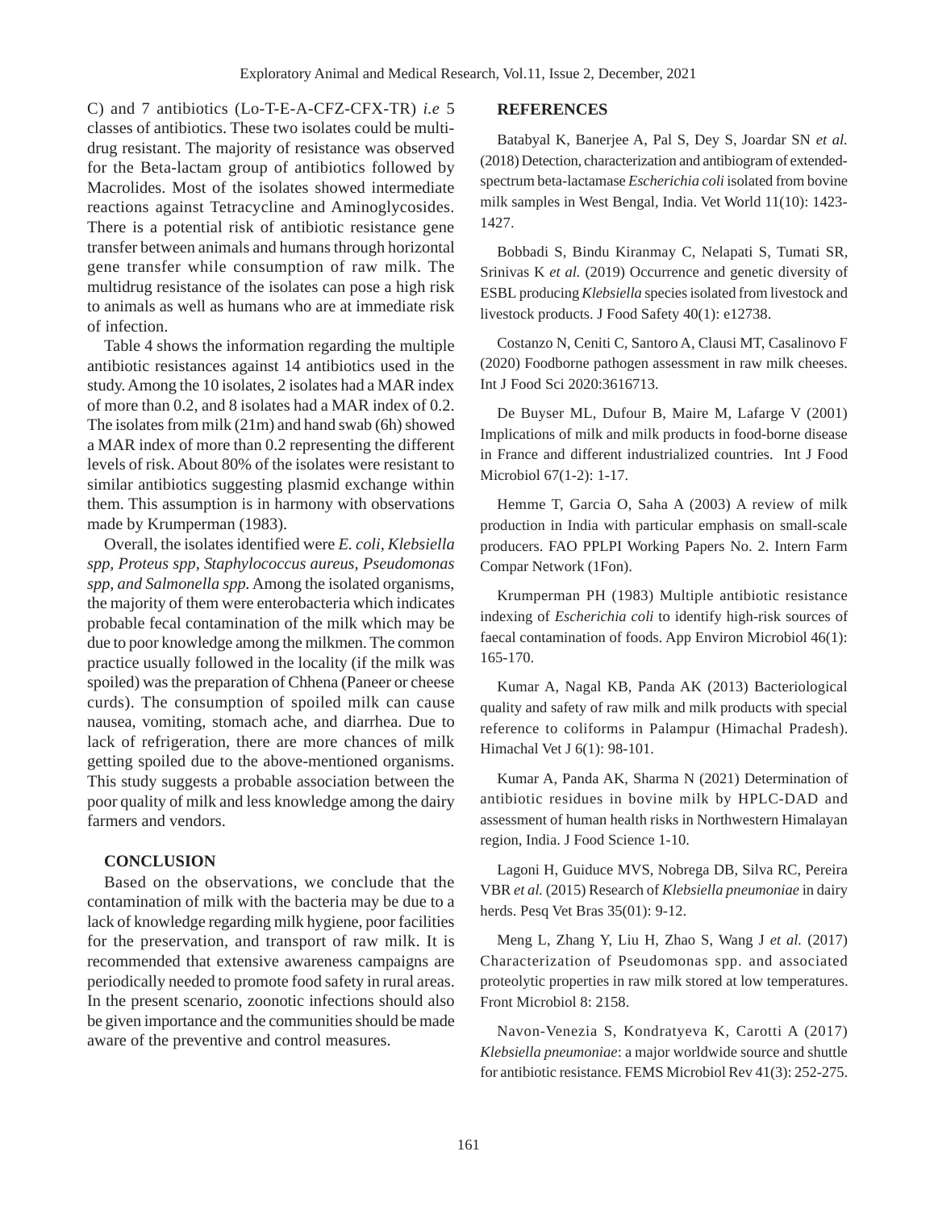C) and 7 antibiotics (Lo-T-E-A-CFZ-CFX-TR) *i.e* 5 classes of antibiotics. These two isolates could be multi-drug resistant. The majority of resistance was observed for the Beta-lactam group of antibiotics followed by Macrolides. Most of the isolates showed intermediate reactions against Tetracycline and Aminoglycosides. There is a potential risk of antibiotic resistance gene transfer between animals and humans through horizontal gene transfer while consumption of raw milk. The multidrug resistance of the isolates can pose a high risk to animals as well as humans who are at immediate risk of infection.

Table 4 shows the information regarding the multiple antibiotic resistances against 14 antibiotics used in the study. Among the 10 isolates, 2 isolates had a MAR index of more than 0.2, and 8 isolates had a MAR index of 0.2. The isolates from milk (21m) and hand swab (6h) showed a MAR index of more than 0.2 representing the different levels of risk. About 80% of the isolates were resistant to similar antibiotics suggesting plasmid exchange within them. This assumption is in harmony with observations made by Krumperman (1983).

Overall, the isolates identified were *E. coli, Klebsiella spp, Proteus spp, Staphylococcus aureus, Pseudomonas spp, and Salmonella spp.* Among the isolated organisms, the majority of them were enterobacteria which indicates probable fecal contamination of the milk which may be due to poor knowledge among the milkmen. The common practice usually followed in the locality (if the milk was spoiled) was the preparation of Chhena (Paneer or cheese curds). The consumption of spoiled milk can cause nausea, vomiting, stomach ache, and diarrhea. Due to lack of refrigeration, there are more chances of milk getting spoiled due to the above-mentioned organisms. This study suggests a probable association between the poor quality of milk and less knowledge among the dairy farmers and vendors.

## CONCLUSION

Based on the observations, we conclude that the contamination of milk with the bacteria may be due to a lack of knowledge regarding milk hygiene, poor facilities for the preservation, and transport of raw milk. It is recommended that extensive awareness campaigns are periodically needed to promote food safety in rural areas. In the present scenario, zoonotic infections should also be given importance and the communities should be made aware of the preventive and control measures.

## REFERENCES

Batabyal K, Banerjee A, Pal S, Dey S, Joardar SN *et al.* (2018) Detection, characterization and antibiogram of extended-spectrum beta-lactamase *Escherichia coli* isolated from bovine milk samples in West Bengal, India. Vet World 11(10): 1423-1427.

Bobbadi S, Bindu Kiranmay C, Nelapati S, Tumati SR, Srinivas K *et al.* (2019) Occurrence and genetic diversity of ESBL producing *Klebsiella* species isolated from livestock and livestock products. J Food Safety 40(1): e12738.

Costanzo N, Ceniti C, Santoro A, Clausi MT, Casalinovo F (2020) Foodborne pathogen assessment in raw milk cheeses. Int J Food Sci 2020:3616713.

De Buyser ML, Dufour B, Maire M, Lafarge V (2001) Implications of milk and milk products in food-borne disease in France and different industrialized countries. Int J Food Microbiol 67(1-2): 1-17.

Hemme T, Garcia O, Saha A (2003) A review of milk production in India with particular emphasis on small-scale producers. FAO PPLPI Working Papers No. 2. Intern Farm Compar Network (1Fon).

Krumperman PH (1983) Multiple antibiotic resistance indexing of *Escherichia coli* to identify high-risk sources of faecal contamination of foods. App Environ Microbiol 46(1): 165-170.

Kumar A, Nagal KB, Panda AK (2013) Bacteriological quality and safety of raw milk and milk products with special reference to coliforms in Palampur (Himachal Pradesh). Himachal Vet J 6(1): 98-101.

Kumar A, Panda AK, Sharma N (2021) Determination of antibiotic residues in bovine milk by HPLC-DAD and assessment of human health risks in Northwestern Himalayan region, India. J Food Science 1-10.

Lagoni H, Guiduce MVS, Nobrega DB, Silva RC, Pereira VBR *et al.* (2015) Research of *Klebsiella pneumoniae* in dairy herds. Pesq Vet Bras 35(01): 9-12.

Meng L, Zhang Y, Liu H, Zhao S, Wang J *et al.* (2017) Characterization of Pseudomonas spp. and associated proteolytic properties in raw milk stored at low temperatures. Front Microbiol 8: 2158.

Navon-Venezia S, Kondratyeva K, Carotti A (2017) *Klebsiella pneumoniae*: a major worldwide source and shuttle for antibiotic resistance. FEMS Microbiol Rev 41(3): 252-275.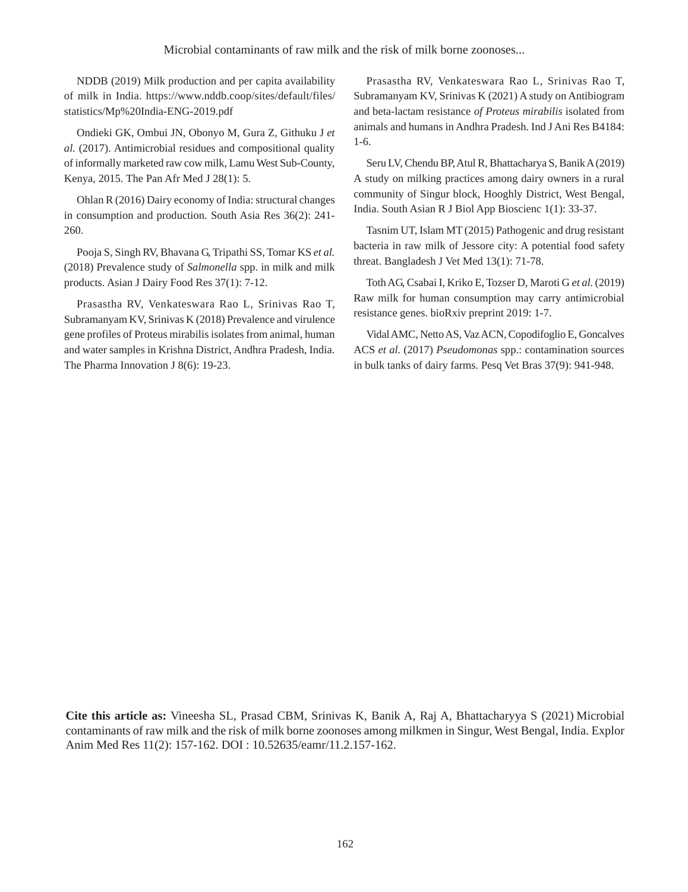NDDB (2019) Milk production and per capita availability of milk in India. https://www.nddb.coop/sites/default/files/statistics/Mp%20India-ENG-2019.pdf

Ondieki GK, Ombui JN, Obonyo M, Gura Z, Githuku J *et al.* (2017). Antimicrobial residues and compositional quality of informally marketed raw cow milk, Lamu West Sub-County, Kenya, 2015. The Pan Afr Med J 28(1): 5.

Ohlan R (2016) Dairy economy of India: structural changes in consumption and production. South Asia Res 36(2): 241-260.

Pooja S, Singh RV, Bhavana G, Tripathi SS, Tomar KS *et al.* (2018) Prevalence study of *Salmonella* spp. in milk and milk products. Asian J Dairy Food Res 37(1): 7-12.

Prasastha RV, Venkateswara Rao L, Srinivas Rao T, Subramanyam KV, Srinivas K (2018) Prevalence and virulence gene profiles of Proteus mirabilis isolates from animal, human and water samples in Krishna District, Andhra Pradesh, India. The Pharma Innovation J 8(6): 19-23.

Prasastha RV, Venkateswara Rao L, Srinivas Rao T, Subramanyam KV, Srinivas K (2021) A study on Antibiogram and beta-lactam resistance *of Proteus mirabilis* isolated from animals and humans in Andhra Pradesh. Ind J Ani Res B4184: 1-6.

Seru LV, Chendu BP, Atul R, Bhattacharya S, Banik A (2019) A study on milking practices among dairy owners in a rural community of Singur block, Hooghly District, West Bengal, India. South Asian R J Biol App Bioscienc 1(1): 33-37.

Tasnim UT, Islam MT (2015) Pathogenic and drug resistant bacteria in raw milk of Jessore city: A potential food safety threat. Bangladesh J Vet Med 13(1): 71-78.

Toth AG, Csabai I, Kriko E, Tozser D, Maroti G *et al.* (2019) Raw milk for human consumption may carry antimicrobial resistance genes. bioRxiv preprint 2019: 1-7.

Vidal AMC, Netto AS, Vaz ACN, Copodifoglio E, Goncalves ACS *et al.* (2017) *Pseudomonas* spp.: contamination sources in bulk tanks of dairy farms. Pesq Vet Bras 37(9): 941-948.

**Cite this article as:** Vineesha SL, Prasad CBM, Srinivas K, Banik A, Raj A, Bhattacharyya S (2021) Microbial contaminants of raw milk and the risk of milk borne zoonoses among milkmen in Singur, West Bengal, India. Explor Anim Med Res 11(2): 157-162. DOI : 10.52635/eamr/11.2.157-162.